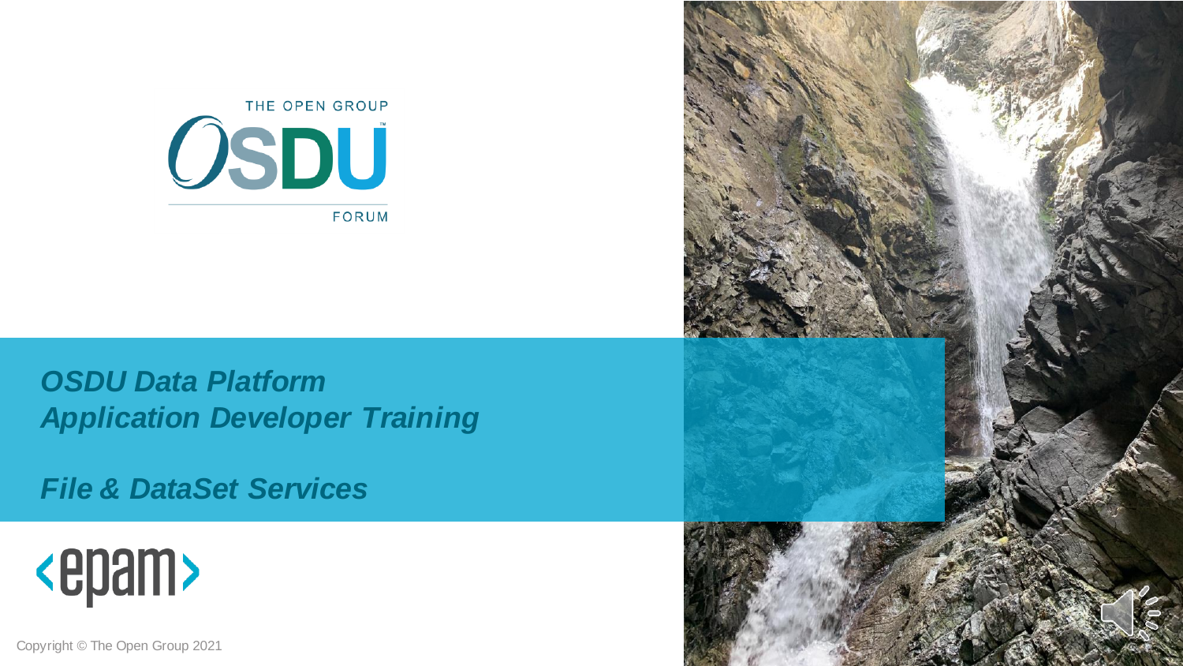THE OPEN GROUP

OSDU

FORUM

# OSDU Data Platform Application Developer Training

## File & DataSet Services

epam

Copyright © The Open Group 2021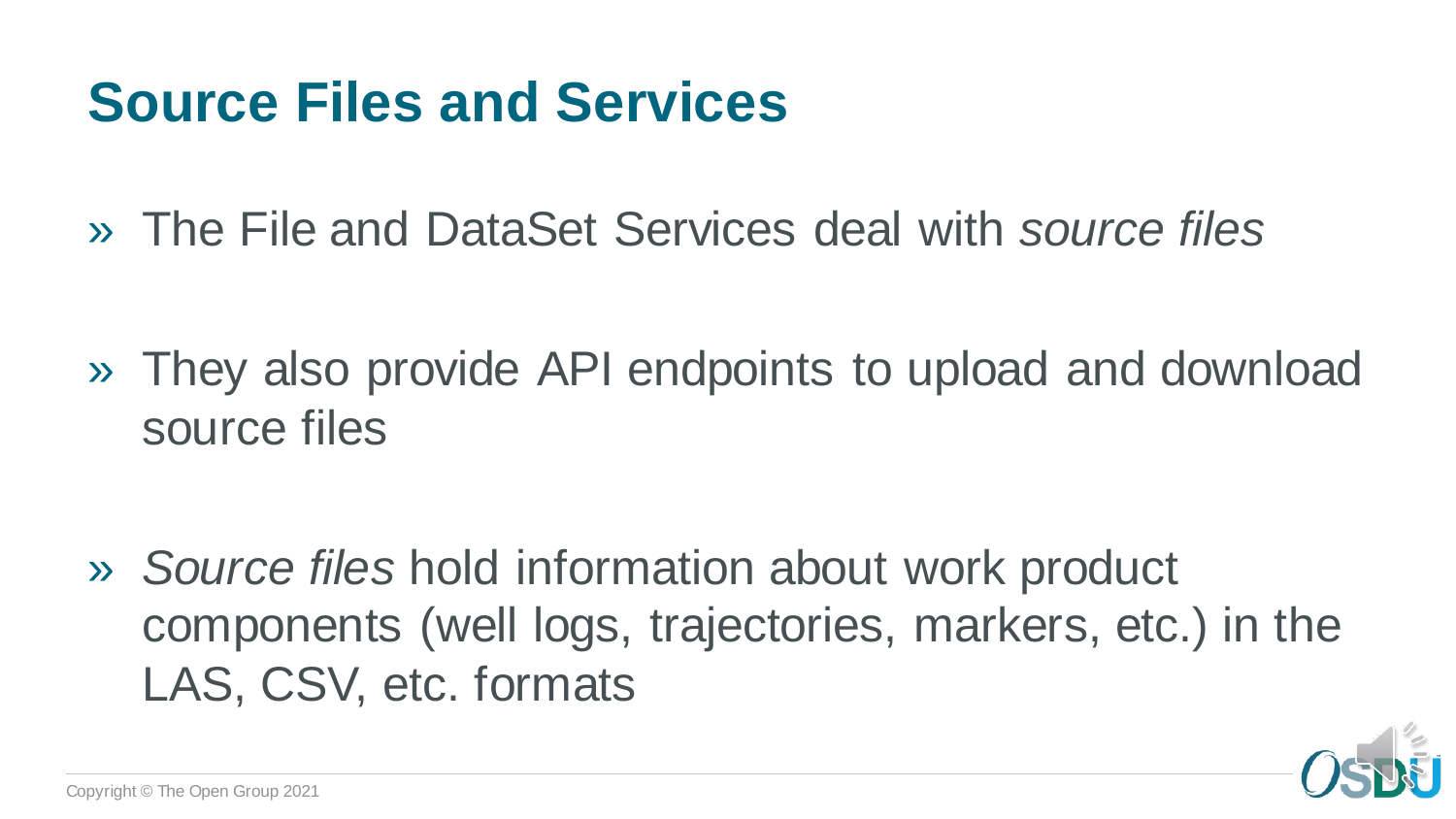# Source Files and Services

- The File and DataSet Services deal with *source files*

- They also provide API endpoints to upload and download source files

- *Source files* hold information about work product components (well logs, trajectories, markers, etc.) in the LAS, CSV, etc. formats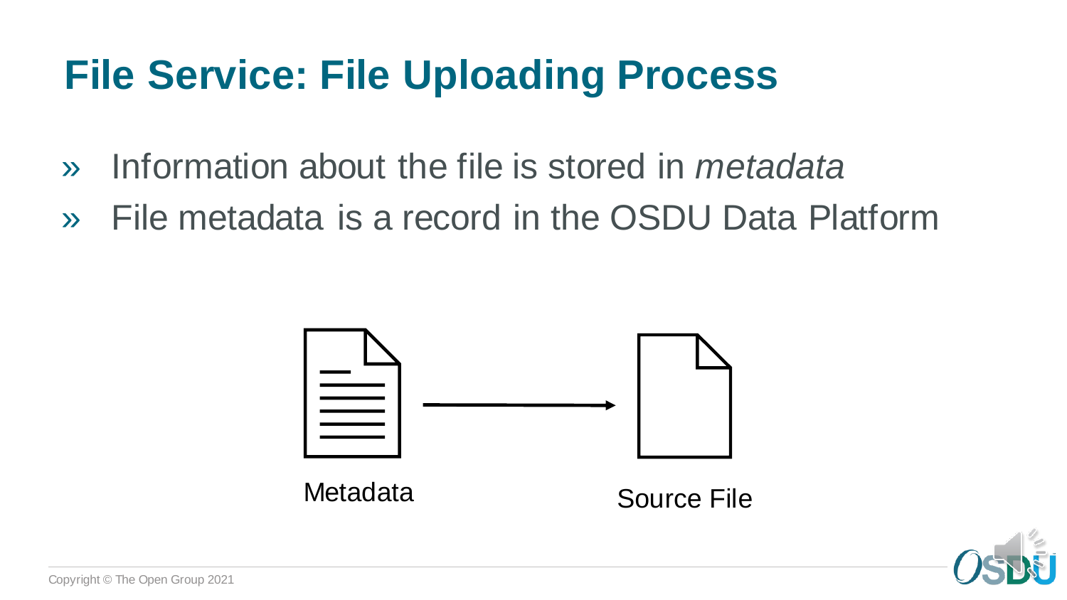# File Service: File Uploading Process

- Information about the file is stored in *metadata*
- File metadata is a record in the OSDU Data Platform

Metadata

Source File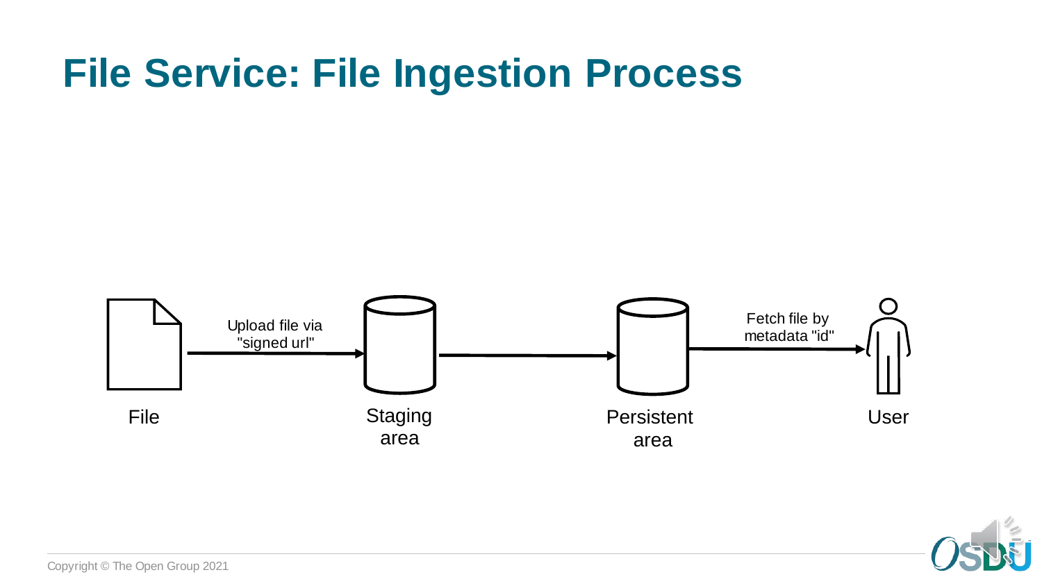# File Service: File Ingestion Process

File

Upload file via "signed url"

Staging area

Persistent area

Fetch file by metadata "id"

User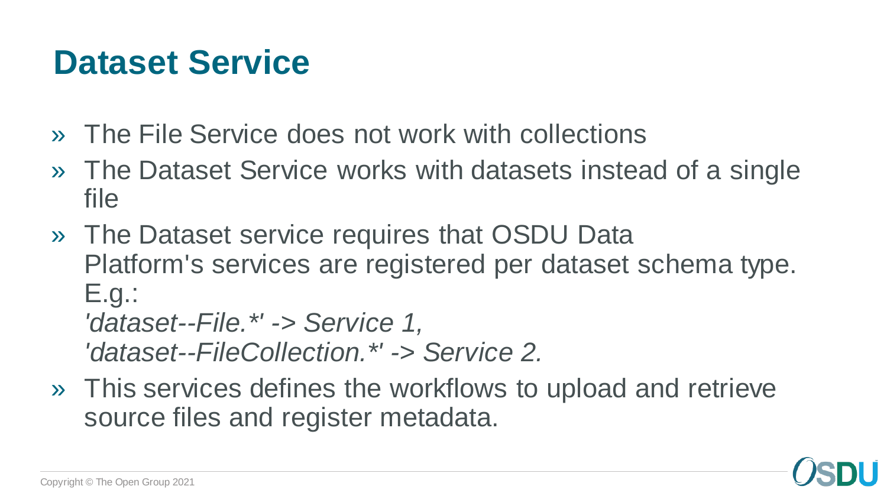# Dataset Service

- The File Service does not work with collections
- The Dataset Service works with datasets instead of a single file
- The Dataset service requires that OSDU Data Platform's services are registered per dataset schema type. E.g.:
  *'dataset--File.*' -> Service 1,*
  *'dataset--FileCollection.*' -> Service 2.*
- This services defines the workflows to upload and retrieve source files and register metadata.

Copyright © The Open Group 2021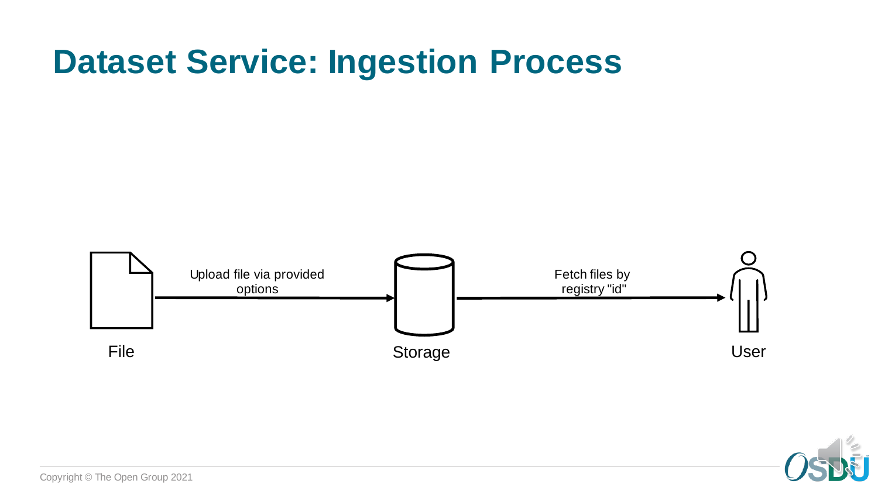# Dataset Service: Ingestion Process

File

Upload file via provided options

Storage

Fetch files by registry "id"

User